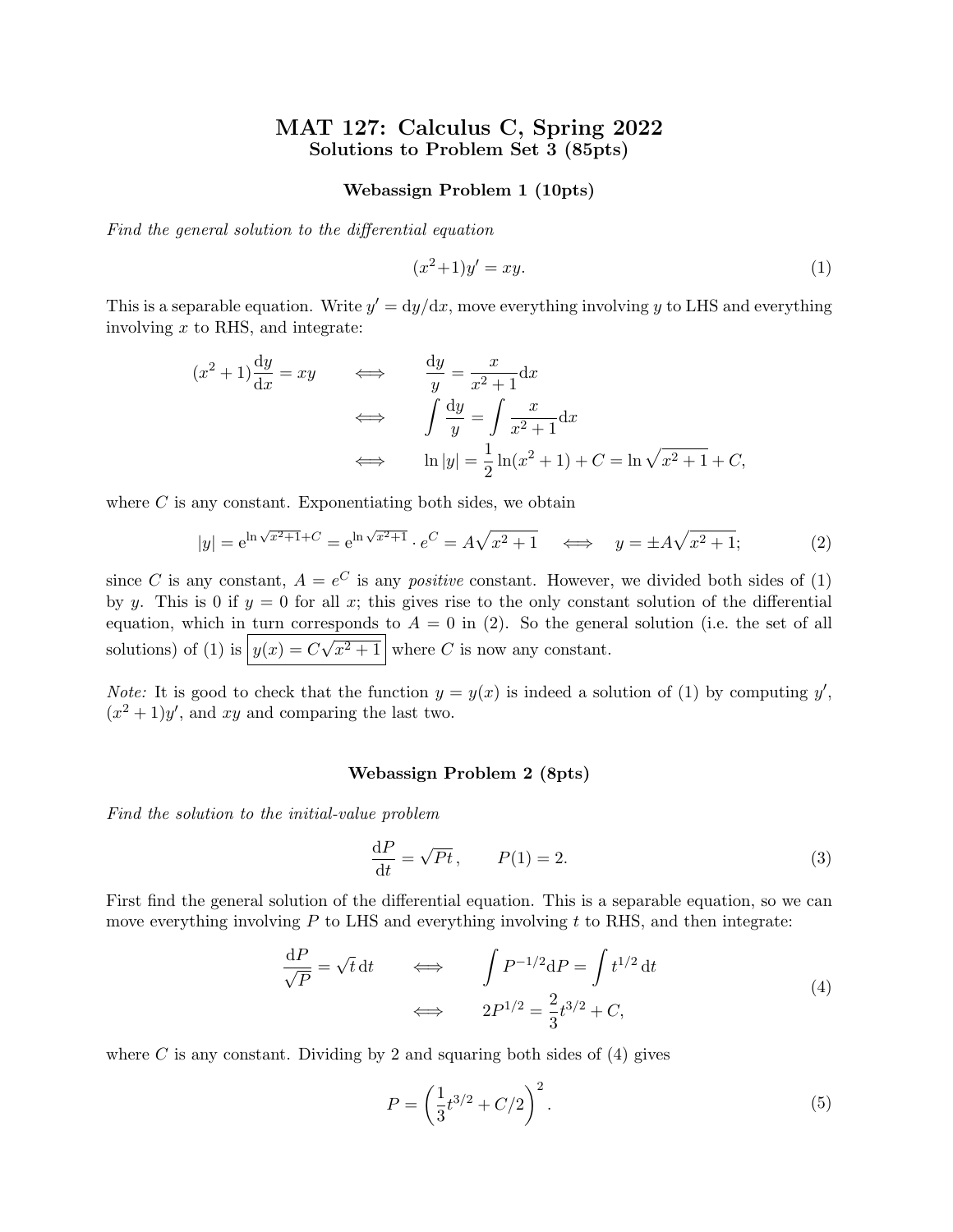# MAT 127: Calculus C, Spring 2022

## Solutions to Problem Set 3 (85pts)

### Webassign Problem 1 (10pts)

*Find the general solution to the differential equation*

$$(x^2+1)y' = xy. \tag{1}$$

This is a separable equation. Write $y' = \mathrm{d}y/\mathrm{d}x$, move everything involving $y$ to LHS and everything involving $x$ to RHS, and integrate:

$$\begin{aligned}
(x^2+1)\frac{\mathrm{d}y}{\mathrm{d}x} = xy \qquad &\iff \qquad \frac{\mathrm{d}y}{y} = \frac{x}{x^2+1}\mathrm{d}x \\
&\iff \qquad \int \frac{\mathrm{d}y}{y} = \int \frac{x}{x^2+1}\mathrm{d}x \\
&\iff \qquad \ln|y| = \frac{1}{2}\ln(x^2+1) + C = \ln\sqrt{x^2+1} + C,
\end{aligned}$$

where $C$ is any constant. Exponentiating both sides, we obtain

$$|y| = \mathrm{e}^{\ln\sqrt{x^2+1}+C} = \mathrm{e}^{\ln\sqrt{x^2+1}} \cdot e^C = A\sqrt{x^2+1} \qquad \iff \qquad y = \pm A\sqrt{x^2+1}; \tag{2}$$

since $C$ is any constant, $A = e^C$ is any *positive* constant. However, we divided both sides of (1) by $y$. This is 0 if $y = 0$ for all $x$; this gives rise to the only constant solution of the differential equation, which in turn corresponds to $A = 0$ in (2). So the general solution (i.e. the set of all solutions) of (1) is $\boxed{y(x) = C\sqrt{x^2+1}}$ where $C$ is now any constant.

*Note:* It is good to check that the function $y = y(x)$ is indeed a solution of (1) by computing $y'$, $(x^2+1)y'$, and $xy$ and comparing the last two.

### Webassign Problem 2 (8pts)

*Find the solution to the initial-value problem*

$$\frac{\mathrm{d}P}{\mathrm{d}t} = \sqrt{Pt}\,, \qquad P(1) = 2. \tag{3}$$

First find the general solution of the differential equation. This is a separable equation, so we can move everything involving $P$ to LHS and everything involving $t$ to RHS, and then integrate:

$$\begin{aligned}
\frac{\mathrm{d}P}{\sqrt{P}} = \sqrt{t}\,\mathrm{d}t \qquad &\iff \qquad \int P^{-1/2}\mathrm{d}P = \int t^{1/2}\,\mathrm{d}t \\
&\iff \qquad 2P^{1/2} = \frac{2}{3}t^{3/2} + C,
\end{aligned} \tag{4}$$

where $C$ is any constant. Dividing by 2 and squaring both sides of (4) gives

$$P = \left(\frac{1}{3}t^{3/2} + C/2\right)^2. \tag{5}$$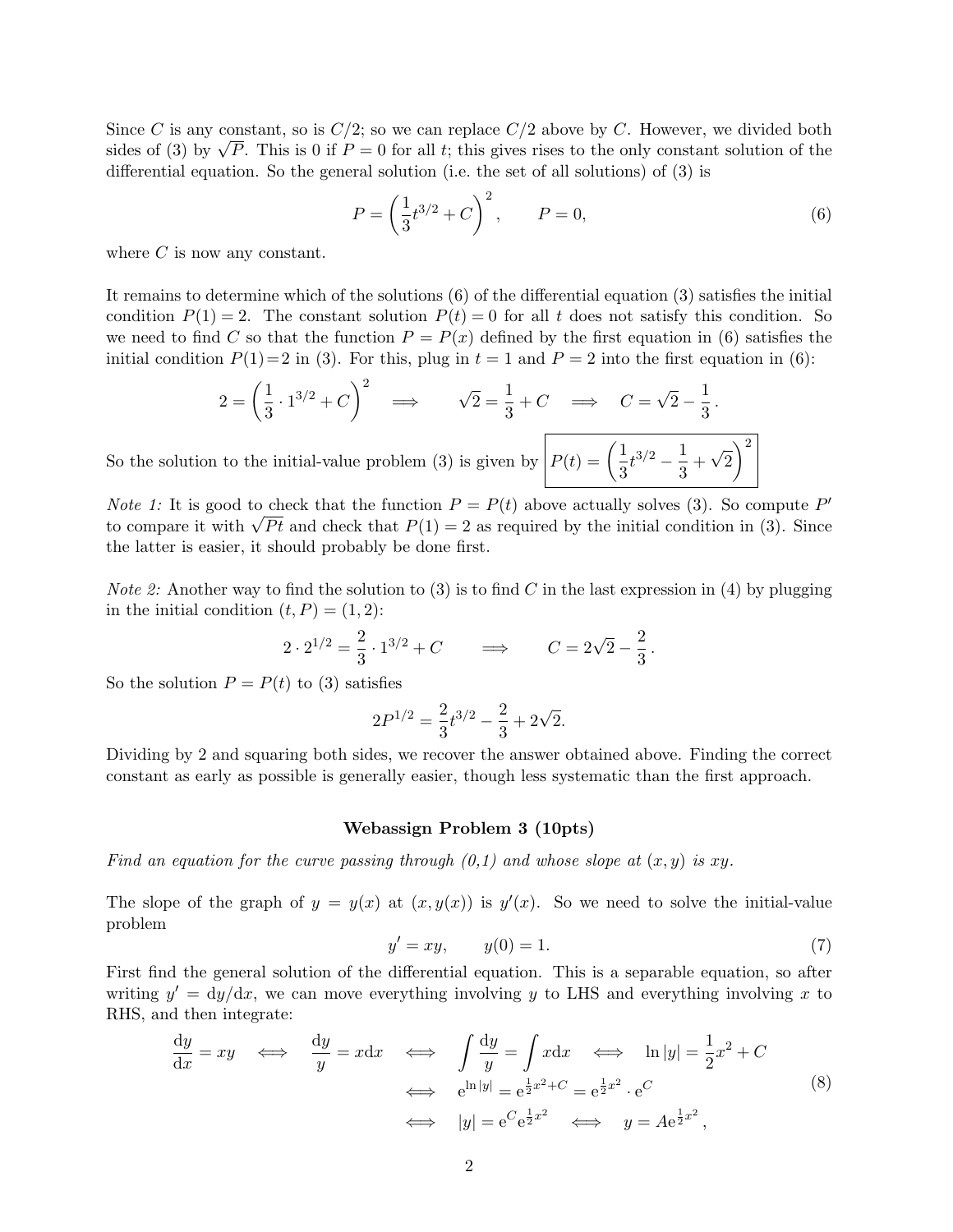Since $C$ is any constant, so is $C/2$; so we can replace $C/2$ above by $C$. However, we divided both sides of (3) by $\sqrt{P}$. This is 0 if $P=0$ for all $t$; this gives rises to the only constant solution of the differential equation. So the general solution (i.e. the set of all solutions) of (3) is

$$P = \left(\frac{1}{3}t^{3/2} + C\right)^2, \qquad P = 0, \tag{6}$$

where $C$ is now any constant.

It remains to determine which of the solutions (6) of the differential equation (3) satisfies the initial condition $P(1)=2$. The constant solution $P(t)=0$ for all $t$ does not satisfy this condition. So we need to find $C$ so that the function $P=P(x)$ defined by the first equation in (6) satisfies the initial condition $P(1)=2$ in (3). For this, plug in $t=1$ and $P=2$ into the first equation in (6):

$$2 = \left(\frac{1}{3}\cdot 1^{3/2} + C\right)^2 \quad \Longrightarrow \quad \sqrt{2} = \frac{1}{3} + C \quad \Longrightarrow \quad C = \sqrt{2} - \frac{1}{3}.$$

So the solution to the initial-value problem (3) is given by $\boxed{P(t) = \left(\frac{1}{3}t^{3/2} - \frac{1}{3} + \sqrt{2}\right)^2}$

*Note 1:* It is good to check that the function $P=P(t)$ above actually solves (3). So compute $P'$ to compare it with $\sqrt{Pt}$ and check that $P(1)=2$ as required by the initial condition in (3). Since the latter is easier, it should probably be done first.

*Note 2:* Another way to find the solution to (3) is to find $C$ in the last expression in (4) by plugging in the initial condition $(t,P)=(1,2)$:

$$2\cdot 2^{1/2} = \frac{2}{3}\cdot 1^{3/2} + C \qquad \Longrightarrow \qquad C = 2\sqrt{2} - \frac{2}{3}.$$

So the solution $P=P(t)$ to (3) satisfies

$$2P^{1/2} = \frac{2}{3}t^{3/2} - \frac{2}{3} + 2\sqrt{2}.$$

Dividing by 2 and squaring both sides, we recover the answer obtained above. Finding the correct constant as early as possible is generally easier, though less systematic than the first approach.

### Webassign Problem 3 (10pts)

*Find an equation for the curve passing through (0,1) and whose slope at (x,y) is xy.*

The slope of the graph of $y=y(x)$ at $(x,y(x))$ is $y'(x)$. So we need to solve the initial-value problem

$$y' = xy, \qquad y(0) = 1. \tag{7}$$

First find the general solution of the differential equation. This is a separable equation, so after writing $y' = \mathrm{d}y/\mathrm{d}x$, we can move everything involving $y$ to LHS and everything involving $x$ to RHS, and then integrate:

$$\begin{aligned} \frac{\mathrm{d}y}{\mathrm{d}x} = xy \quad &\Longleftrightarrow \quad \frac{\mathrm{d}y}{y} = x\mathrm{d}x \quad \Longleftrightarrow \quad \int \frac{\mathrm{d}y}{y} = \int x\mathrm{d}x \quad \Longleftrightarrow \quad \ln|y| = \frac{1}{2}x^2 + C \\ &\Longleftrightarrow \quad \mathrm{e}^{\ln|y|} = \mathrm{e}^{\frac{1}{2}x^2 + C} = \mathrm{e}^{\frac{1}{2}x^2}\cdot \mathrm{e}^C \\ &\Longleftrightarrow \quad |y| = \mathrm{e}^C \mathrm{e}^{\frac{1}{2}x^2} \quad \Longleftrightarrow \quad y = A\mathrm{e}^{\frac{1}{2}x^2}, \end{aligned} \tag{8}$$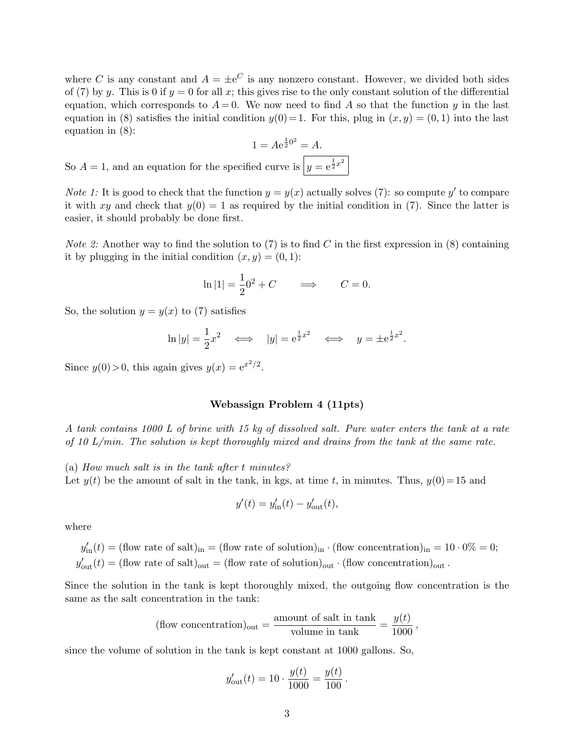where $C$ is any constant and $A = \pm e^C$ is any nonzero constant. However, we divided both sides of (7) by $y$. This is 0 if $y = 0$ for all $x$; this gives rise to the only constant solution of the differential equation, which corresponds to $A = 0$. We now need to find $A$ so that the function $y$ in the last equation in (8) satisfies the initial condition $y(0) = 1$. For this, plug in $(x, y) = (0, 1)$ into the last equation in (8):

$$1 = Ae^{\frac{1}{2}0^2} = A.$$

So $A = 1$, and an equation for the specified curve is $\boxed{y = e^{\frac{1}{2}x^2}}$

*Note 1:* It is good to check that the function $y = y(x)$ actually solves (7): so compute $y'$ to compare it with $xy$ and check that $y(0) = 1$ as required by the initial condition in (7). Since the latter is easier, it should probably be done first.

*Note 2:* Another way to find the solution to (7) is to find $C$ in the first expression in (8) containing it by plugging in the initial condition $(x, y) = (0, 1)$:

$$\ln|1| = \frac{1}{2}0^2 + C \qquad \Longrightarrow \qquad C = 0.$$

So, the solution $y = y(x)$ to (7) satisfies

$$\ln|y| = \frac{1}{2}x^2 \quad \Longleftrightarrow \quad |y| = e^{\frac{1}{2}x^2} \quad \Longleftrightarrow \quad y = \pm e^{\frac{1}{2}x^2}.$$

Since $y(0) > 0$, this again gives $y(x) = e^{x^2/2}$.

**Webassign Problem 4 (11pts)**

*A tank contains 1000 L of brine with 15 kg of dissolved salt. Pure water enters the tank at a rate of 10 L/min. The solution is kept thoroughly mixed and drains from the tank at the same rate.*

(a) *How much salt is in the tank after t minutes?*

Let $y(t)$ be the amount of salt in the tank, in kgs, at time $t$, in minutes. Thus, $y(0) = 15$ and

$$y'(t) = y'_{\text{in}}(t) - y'_{\text{out}}(t),$$

where

$$y'_{\text{in}}(t) = (\text{flow rate of salt})_{\text{in}} = (\text{flow rate of solution})_{\text{in}} \cdot (\text{flow concentration})_{\text{in}} = 10 \cdot 0\% = 0;$$
$$y'_{\text{out}}(t) = (\text{flow rate of salt})_{\text{out}} = (\text{flow rate of solution})_{\text{out}} \cdot (\text{flow concentration})_{\text{out}}.$$

Since the solution in the tank is kept thoroughly mixed, the outgoing flow concentration is the same as the salt concentration in the tank:

$$(\text{flow concentration})_{\text{out}} = \frac{\text{amount of salt in tank}}{\text{volume in tank}} = \frac{y(t)}{1000},$$

since the volume of solution in the tank is kept constant at 1000 gallons. So,

$$y'_{\text{out}}(t) = 10 \cdot \frac{y(t)}{1000} = \frac{y(t)}{100}.$$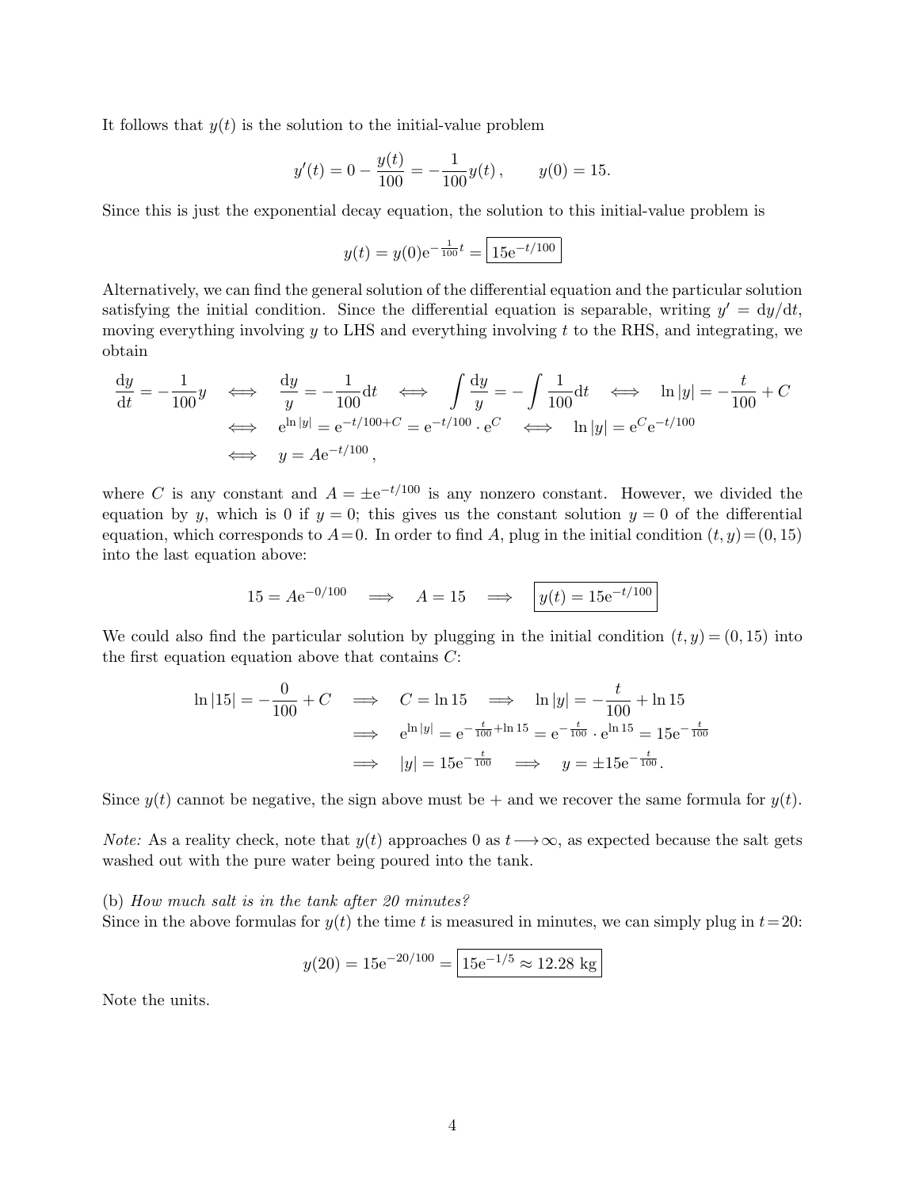It follows that $y(t)$ is the solution to the initial-value problem

$$y'(t) = 0 - \frac{y(t)}{100} = -\frac{1}{100}y(t)\,, \qquad y(0) = 15.$$

Since this is just the exponential decay equation, the solution to this initial-value problem is

$$y(t) = y(0)\mathrm{e}^{-\frac{1}{100}t} = \boxed{15\mathrm{e}^{-t/100}}$$

Alternatively, we can find the general solution of the differential equation and the particular solution satisfying the initial condition. Since the differential equation is separable, writing $y' = \mathrm{d}y/\mathrm{d}t$, moving everything involving $y$ to LHS and everything involving $t$ to the RHS, and integrating, we obtain

$$\begin{aligned}
\frac{\mathrm{d}y}{\mathrm{d}t} = -\frac{1}{100}y \quad &\Longleftrightarrow \quad \frac{\mathrm{d}y}{y} = -\frac{1}{100}\mathrm{d}t \quad \Longleftrightarrow \quad \int \frac{\mathrm{d}y}{y} = -\int \frac{1}{100}\mathrm{d}t \quad \Longleftrightarrow \quad \ln|y| = -\frac{t}{100} + C \\
&\Longleftrightarrow \quad \mathrm{e}^{\ln|y|} = \mathrm{e}^{-t/100+C} = \mathrm{e}^{-t/100} \cdot \mathrm{e}^{C} \quad \Longleftrightarrow \quad \ln|y| = \mathrm{e}^{C}\mathrm{e}^{-t/100} \\
&\Longleftrightarrow \quad y = A\mathrm{e}^{-t/100}\,,
\end{aligned}$$

where $C$ is any constant and $A = \pm\mathrm{e}^{-t/100}$ is any nonzero constant. However, we divided the equation by $y$, which is 0 if $y = 0$; this gives us the constant solution $y = 0$ of the differential equation, which corresponds to $A=0$. In order to find $A$, plug in the initial condition $(t, y) = (0, 15)$ into the last equation above:

$$15 = A\mathrm{e}^{-0/100} \quad \Longrightarrow \quad A = 15 \quad \Longrightarrow \quad \boxed{y(t) = 15\mathrm{e}^{-t/100}}$$

We could also find the particular solution by plugging in the initial condition $(t, y) = (0, 15)$ into the first equation equation above that contains $C$:

$$\begin{aligned}
\ln|15| = -\frac{0}{100} + C \quad &\Longrightarrow \quad C = \ln 15 \quad \Longrightarrow \quad \ln|y| = -\frac{t}{100} + \ln 15 \\
&\Longrightarrow \quad \mathrm{e}^{\ln|y|} = \mathrm{e}^{-\frac{t}{100}+\ln 15} = \mathrm{e}^{-\frac{t}{100}} \cdot \mathrm{e}^{\ln 15} = 15\mathrm{e}^{-\frac{t}{100}} \\
&\Longrightarrow \quad |y| = 15\mathrm{e}^{-\frac{t}{100}} \quad \Longrightarrow \quad y = \pm 15\mathrm{e}^{-\frac{t}{100}}.
\end{aligned}$$

Since $y(t)$ cannot be negative, the sign above must be $+$ and we recover the same formula for $y(t)$.

*Note:* As a reality check, note that $y(t)$ approaches 0 as $t \longrightarrow \infty$, as expected because the salt gets washed out with the pure water being poured into the tank.

(b) *How much salt is in the tank after 20 minutes?*
Since in the above formulas for $y(t)$ the time $t$ is measured in minutes, we can simply plug in $t=20$:

$$y(20) = 15\mathrm{e}^{-20/100} = \boxed{15\mathrm{e}^{-1/5} \approx 12.28 \text{ kg}}$$

Note the units.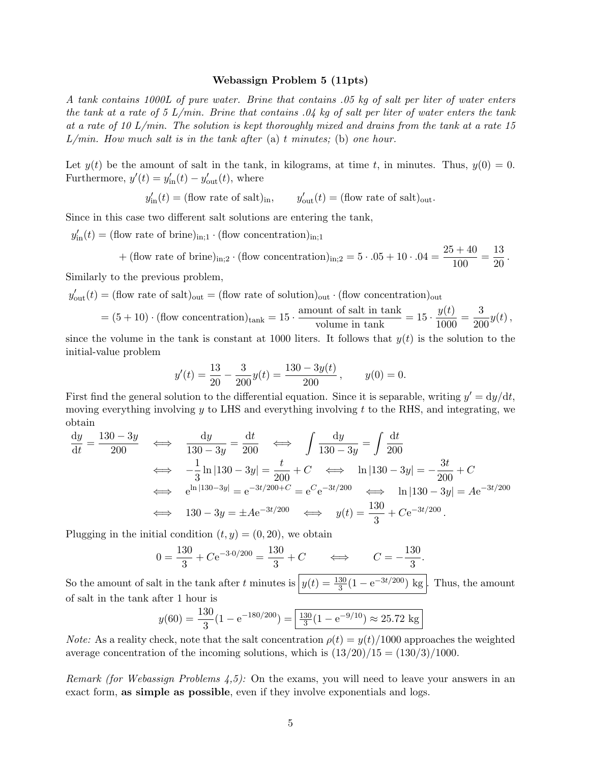**Webassign Problem 5 (11pts)**

*A tank contains 1000L of pure water. Brine that contains .05 kg of salt per liter of water enters the tank at a rate of 5 L/min. Brine that contains .04 kg of salt per liter of water enters the tank at a rate of 10 L/min. The solution is kept thoroughly mixed and drains from the tank at a rate 15 L/min. How much salt is in the tank after* (a) *t minutes;* (b) *one hour.*

Let $y(t)$ be the amount of salt in the tank, in kilograms, at time $t$, in minutes. Thus, $y(0) = 0$. Furthermore, $y'(t) = y'_{\text{in}}(t) - y'_{\text{out}}(t)$, where

$$y'_{\text{in}}(t) = (\text{flow rate of salt})_{\text{in}}, \qquad y'_{\text{out}}(t) = (\text{flow rate of salt})_{\text{out}}.$$

Since in this case two different salt solutions are entering the tank,

$$\begin{aligned} y'_{\text{in}}(t) &= (\text{flow rate of brine})_{\text{in};1} \cdot (\text{flow concentration})_{\text{in};1} \\ &\quad + (\text{flow rate of brine})_{\text{in};2} \cdot (\text{flow concentration})_{\text{in};2} = 5 \cdot .05 + 10 \cdot .04 = \frac{25+40}{100} = \frac{13}{20}. \end{aligned}$$

Similarly to the previous problem,

$$\begin{aligned} y'_{\text{out}}(t) &= (\text{flow rate of salt})_{\text{out}} = (\text{flow rate of solution})_{\text{out}} \cdot (\text{flow concentration})_{\text{out}} \\ &= (5+10) \cdot (\text{flow concentration})_{\text{tank}} = 15 \cdot \frac{\text{amount of salt in tank}}{\text{volume in tank}} = 15 \cdot \frac{y(t)}{1000} = \frac{3}{200} y(t), \end{aligned}$$

since the volume in the tank is constant at 1000 liters. It follows that $y(t)$ is the solution to the initial-value problem

$$y'(t) = \frac{13}{20} - \frac{3}{200} y(t) = \frac{130 - 3y(t)}{200}, \qquad y(0) = 0.$$

First find the general solution to the differential equation. Since it is separable, writing $y' = \mathrm{d}y/\mathrm{d}t$, moving everything involving $y$ to LHS and everything involving $t$ to the RHS, and integrating, we obtain

$$\begin{aligned} \frac{\mathrm{d}y}{\mathrm{d}t} = \frac{130-3y}{200} \quad &\Longleftrightarrow \quad \frac{\mathrm{d}y}{130-3y} = \frac{\mathrm{d}t}{200} \quad \Longleftrightarrow \quad \int \frac{\mathrm{d}y}{130-3y} = \int \frac{\mathrm{d}t}{200} \\ &\Longleftrightarrow \quad -\frac{1}{3} \ln|130-3y| = \frac{t}{200} + C \quad \Longleftrightarrow \quad \ln|130-3y| = -\frac{3t}{200} + C \\ &\Longleftrightarrow \quad \mathrm{e}^{\ln|130-3y|} = \mathrm{e}^{-3t/200+C} = \mathrm{e}^{C}\mathrm{e}^{-3t/200} \quad \Longleftrightarrow \quad \ln|130-3y| = A\mathrm{e}^{-3t/200} \\ &\Longleftrightarrow \quad 130 - 3y = \pm A\mathrm{e}^{-3t/200} \quad \Longleftrightarrow \quad y(t) = \frac{130}{3} + C\mathrm{e}^{-3t/200}. \end{aligned}$$

Plugging in the initial condition $(t, y) = (0, 20)$, we obtain

$$0 = \frac{130}{3} + C\mathrm{e}^{-3 \cdot 0/200} = \frac{130}{3} + C \qquad \Longleftrightarrow \qquad C = -\frac{130}{3}.$$

So the amount of salt in the tank after $t$ minutes is $\boxed{y(t) = \frac{130}{3}(1 - \mathrm{e}^{-3t/200}) \text{ kg}}$. Thus, the amount of salt in the tank after 1 hour is

$$y(60) = \frac{130}{3}(1 - \mathrm{e}^{-180/200}) = \boxed{\frac{130}{3}(1 - \mathrm{e}^{-9/10}) \approx 25.72 \text{ kg}}$$

*Note:* As a reality check, note that the salt concentration $\rho(t) = y(t)/1000$ approaches the weighted average concentration of the incoming solutions, which is $(13/20)/15 = (130/3)/1000$.

*Remark (for Webassign Problems 4,5):* On the exams, you will need to leave your answers in an exact form, **as simple as possible**, even if they involve exponentials and logs.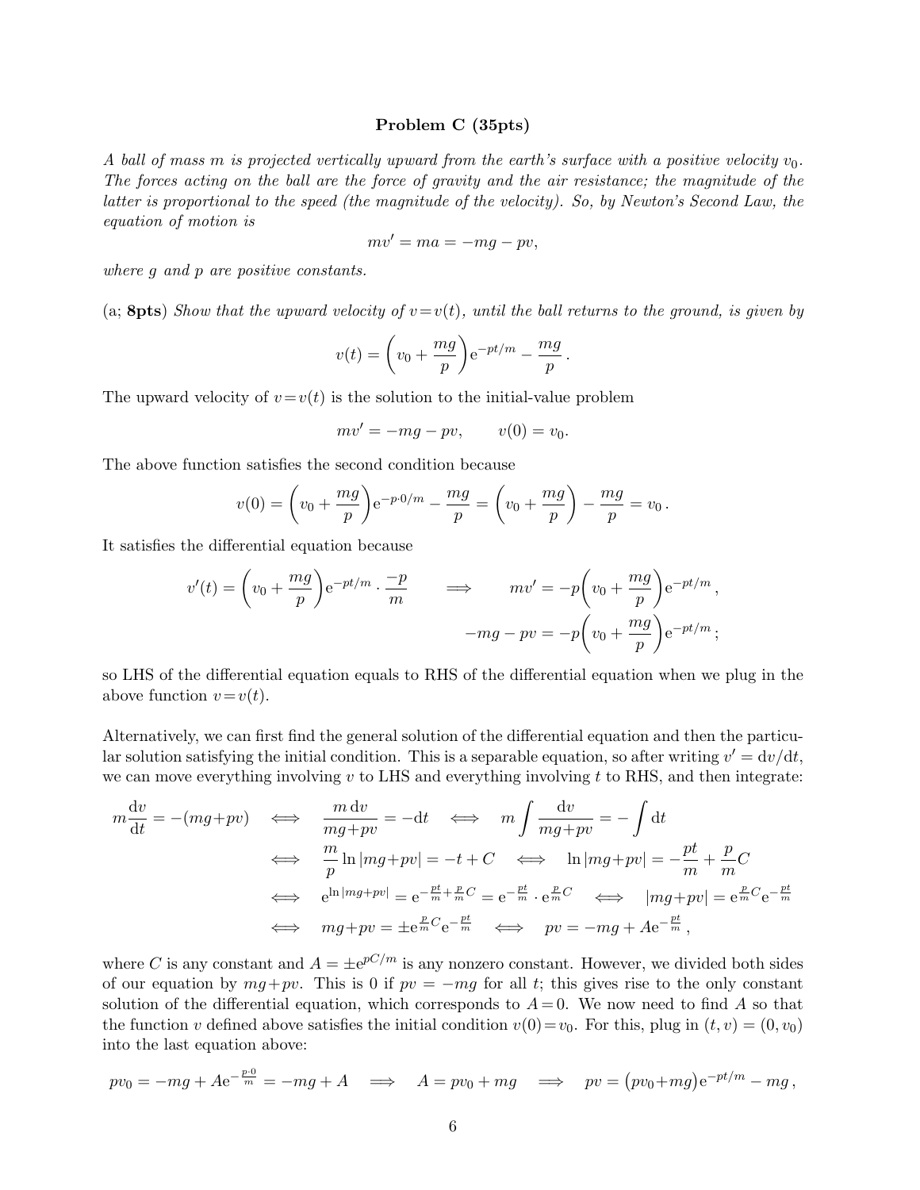**Problem C (35pts)**

*A ball of mass $m$ is projected vertically upward from the earth's surface with a positive velocity $v_0$. The forces acting on the ball are the force of gravity and the air resistance; the magnitude of the latter is proportional to the speed (the magnitude of the velocity). So, by Newton's Second Law, the equation of motion is*

$$mv' = ma = -mg - pv,$$

*where $g$ and $p$ are positive constants.*

(a; **8pts**) *Show that the upward velocity of $v=v(t)$, until the ball returns to the ground, is given by*

$$v(t) = \left(v_0 + \frac{mg}{p}\right)\mathrm{e}^{-pt/m} - \frac{mg}{p}.$$

The upward velocity of $v=v(t)$ is the solution to the initial-value problem

$$mv' = -mg - pv, \qquad v(0) = v_0.$$

The above function satisfies the second condition because

$$v(0) = \left(v_0 + \frac{mg}{p}\right)\mathrm{e}^{-p\cdot 0/m} - \frac{mg}{p} = \left(v_0 + \frac{mg}{p}\right) - \frac{mg}{p} = v_0\,.$$

It satisfies the differential equation because

$$v'(t) = \left(v_0 + \frac{mg}{p}\right)\mathrm{e}^{-pt/m} \cdot \frac{-p}{m} \qquad \Longrightarrow \qquad mv' = -p\left(v_0 + \frac{mg}{p}\right)\mathrm{e}^{-pt/m}\,,$$

$$-mg - pv = -p\left(v_0 + \frac{mg}{p}\right)\mathrm{e}^{-pt/m}\,;$$

so LHS of the differential equation equals to RHS of the differential equation when we plug in the above function $v=v(t)$.

Alternatively, we can first find the general solution of the differential equation and then the particular solution satisfying the initial condition. This is a separable equation, so after writing $v' = \mathrm{d}v/\mathrm{d}t$, we can move everything involving $v$ to LHS and everything involving $t$ to RHS, and then integrate:

$$\begin{aligned}
m\frac{\mathrm{d}v}{\mathrm{d}t} = -(mg+pv) \quad &\Longleftrightarrow \quad \frac{m\,\mathrm{d}v}{mg+pv} = -\mathrm{d}t \quad \Longleftrightarrow \quad m\int\frac{\mathrm{d}v}{mg+pv} = -\int\mathrm{d}t \\
&\Longleftrightarrow \quad \frac{m}{p}\ln|mg+pv| = -t + C \quad \Longleftrightarrow \quad \ln|mg+pv| = -\frac{pt}{m} + \frac{p}{m}C \\
&\Longleftrightarrow \quad \mathrm{e}^{\ln|mg+pv|} = \mathrm{e}^{-\frac{pt}{m}+\frac{p}{m}C} = \mathrm{e}^{-\frac{pt}{m}}\cdot\mathrm{e}^{\frac{p}{m}C} \quad \Longleftrightarrow \quad |mg+pv| = \mathrm{e}^{\frac{p}{m}C}\mathrm{e}^{-\frac{pt}{m}} \\
&\Longleftrightarrow \quad mg+pv = \pm\mathrm{e}^{\frac{p}{m}C}\mathrm{e}^{-\frac{pt}{m}} \quad \Longleftrightarrow \quad pv = -mg + A\mathrm{e}^{-\frac{pt}{m}}\,,
\end{aligned}$$

where $C$ is any constant and $A = \pm\mathrm{e}^{pC/m}$ is any nonzero constant. However, we divided both sides of our equation by $mg+pv$. This is 0 if $pv = -mg$ for all $t$; this gives rise to the only constant solution of the differential equation, which corresponds to $A=0$. We now need to find $A$ so that the function $v$ defined above satisfies the initial condition $v(0)=v_0$. For this, plug in $(t,v) = (0,v_0)$ into the last equation above:

$$pv_0 = -mg + A\mathrm{e}^{-\frac{p\cdot 0}{m}} = -mg + A \quad \Longrightarrow \quad A = pv_0 + mg \quad \Longrightarrow \quad pv = \big(pv_0+mg\big)\mathrm{e}^{-pt/m} - mg\,,$$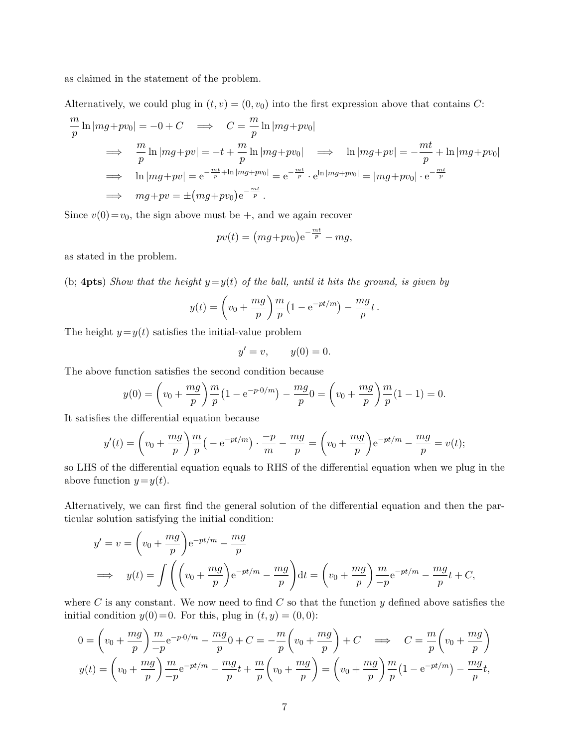as claimed in the statement of the problem.

Alternatively, we could plug in $(t, v) = (0, v_0)$ into the first expression above that contains $C$:

$$
\begin{aligned}
&\frac{m}{p}\ln|mg+pv_0| = -0 + C \quad\Longrightarrow\quad C = \frac{m}{p}\ln|mg+pv_0| \\
&\quad\Longrightarrow\quad \frac{m}{p}\ln|mg+pv| = -t + \frac{m}{p}\ln|mg+pv_0| \quad\Longrightarrow\quad \ln|mg+pv| = -\frac{mt}{p} + \ln|mg+pv_0| \\
&\quad\Longrightarrow\quad \ln|mg+pv| = \mathrm{e}^{-\frac{mt}{p}+\ln|mg+pv_0|} = \mathrm{e}^{-\frac{mt}{p}} \cdot \mathrm{e}^{\ln|mg+pv_0|} = |mg+pv_0| \cdot \mathrm{e}^{-\frac{mt}{p}} \\
&\quad\Longrightarrow\quad mg+pv = \pm\big(mg+pv_0\big)\mathrm{e}^{-\frac{mt}{p}}.
\end{aligned}
$$

Since $v(0)=v_0$, the sign above must be $+$, and we again recover

$$
pv(t) = \big(mg+pv_0\big)\mathrm{e}^{-\frac{mt}{p}} - mg,
$$

as stated in the problem.

(b; **4pts**) *Show that the height $y=y(t)$ of the ball, until it hits the ground, is given by*

$$
y(t) = \left(v_0 + \frac{mg}{p}\right)\frac{m}{p}\big(1-\mathrm{e}^{-pt/m}\big) - \frac{mg}{p}t\,.
$$

The height $y=y(t)$ satisfies the initial-value problem

$$
y' = v, \qquad y(0) = 0.
$$

The above function satisfies the second condition because

$$
y(0) = \left(v_0 + \frac{mg}{p}\right)\frac{m}{p}\big(1-\mathrm{e}^{-p\cdot 0/m}\big) - \frac{mg}{p}0 = \left(v_0 + \frac{mg}{p}\right)\frac{m}{p}(1-1) = 0.
$$

It satisfies the differential equation because

$$
y'(t) = \left(v_0 + \frac{mg}{p}\right)\frac{m}{p}\big(-\mathrm{e}^{-pt/m}\big)\cdot\frac{-p}{m} - \frac{mg}{p} = \left(v_0 + \frac{mg}{p}\right)\mathrm{e}^{-pt/m} - \frac{mg}{p} = v(t);
$$

so LHS of the differential equation equals to RHS of the differential equation when we plug in the above function $y=y(t)$.

Alternatively, we can first find the general solution of the differential equation and then the particular solution satisfying the initial condition:

$$
\begin{aligned}
&y' = v = \left(v_0 + \frac{mg}{p}\right)\mathrm{e}^{-pt/m} - \frac{mg}{p} \\
&\quad\Longrightarrow\quad y(t) = \int\left(\left(v_0 + \frac{mg}{p}\right)\mathrm{e}^{-pt/m} - \frac{mg}{p}\right)\mathrm{d}t = \left(v_0 + \frac{mg}{p}\right)\frac{m}{-p}\mathrm{e}^{-pt/m} - \frac{mg}{p}t + C,
\end{aligned}
$$

where $C$ is any constant. We now need to find $C$ so that the function $y$ defined above satisfies the initial condition $y(0)=0$. For this, plug in $(t, y) = (0, 0)$:

$$
\begin{aligned}
&0 = \left(v_0 + \frac{mg}{p}\right)\frac{m}{-p}\mathrm{e}^{-p\cdot 0/m} - \frac{mg}{p}0 + C = -\frac{m}{p}\left(v_0 + \frac{mg}{p}\right) + C \quad\Longrightarrow\quad C = \frac{m}{p}\left(v_0 + \frac{mg}{p}\right) \\
&y(t) = \left(v_0 + \frac{mg}{p}\right)\frac{m}{-p}\mathrm{e}^{-pt/m} - \frac{mg}{p}t + \frac{m}{p}\left(v_0 + \frac{mg}{p}\right) = \left(v_0 + \frac{mg}{p}\right)\frac{m}{p}\big(1-\mathrm{e}^{-pt/m}\big) - \frac{mg}{p}t,
\end{aligned}
$$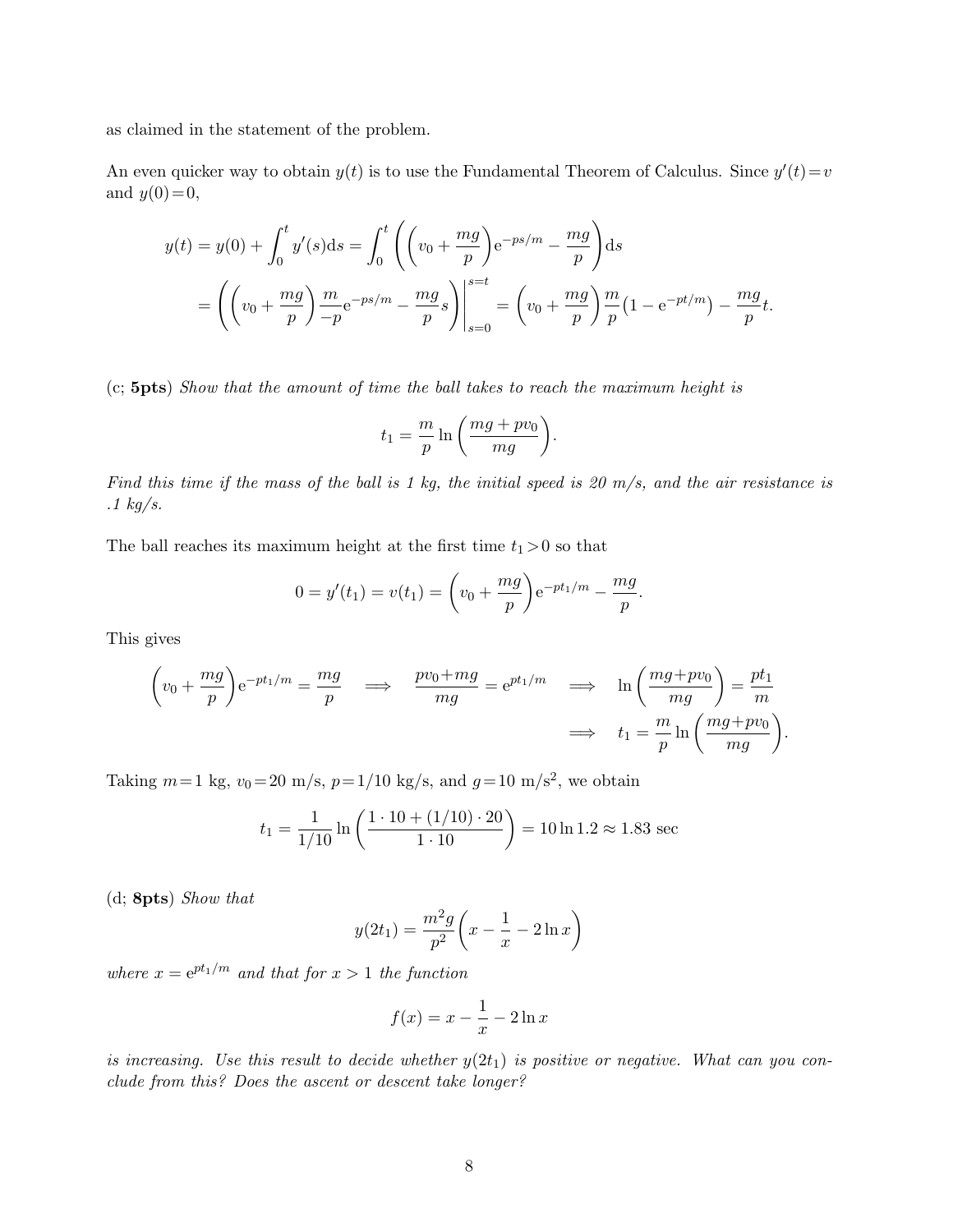as claimed in the statement of the problem.

An even quicker way to obtain $y(t)$ is to use the Fundamental Theorem of Calculus. Since $y'(t)=v$ and $y(0)=0$,

$$
\begin{aligned}
y(t) = y(0) + \int_0^t y'(s)\mathrm{d}s &= \int_0^t \left( \left( v_0 + \frac{mg}{p} \right) \mathrm{e}^{-ps/m} - \frac{mg}{p} \right) \mathrm{d}s \\
&= \left( \left( v_0 + \frac{mg}{p} \right) \frac{m}{-p} \mathrm{e}^{-ps/m} - \frac{mg}{p} s \right) \Bigg|_{s=0}^{s=t} = \left( v_0 + \frac{mg}{p} \right) \frac{m}{p} \left( 1 - \mathrm{e}^{-pt/m} \right) - \frac{mg}{p} t.
\end{aligned}
$$

(c; **5pts**) *Show that the amount of time the ball takes to reach the maximum height is*

$$
t_1 = \frac{m}{p} \ln \left( \frac{mg + pv_0}{mg} \right).
$$

*Find this time if the mass of the ball is 1 kg, the initial speed is 20 m/s, and the air resistance is .1 kg/s.*

The ball reaches its maximum height at the first time $t_1 > 0$ so that

$$
0 = y'(t_1) = v(t_1) = \left( v_0 + \frac{mg}{p} \right) \mathrm{e}^{-pt_1/m} - \frac{mg}{p}.
$$

This gives

$$
\begin{aligned}
\left( v_0 + \frac{mg}{p} \right) \mathrm{e}^{-pt_1/m} = \frac{mg}{p} \quad \Longrightarrow \quad \frac{pv_0 + mg}{mg} = \mathrm{e}^{pt_1/m} \quad &\Longrightarrow \quad \ln \left( \frac{mg + pv_0}{mg} \right) = \frac{pt_1}{m} \\
&\Longrightarrow \quad t_1 = \frac{m}{p} \ln \left( \frac{mg + pv_0}{mg} \right).
\end{aligned}
$$

Taking $m=1$ kg, $v_0=20$ m/s, $p=1/10$ kg/s, and $g=10$ m/s$^2$, we obtain

$$
t_1 = \frac{1}{1/10} \ln \left( \frac{1 \cdot 10 + (1/10) \cdot 20}{1 \cdot 10} \right) = 10 \ln 1.2 \approx 1.83 \text{ sec}
$$

(d; **8pts**) *Show that*

$$
y(2t_1) = \frac{m^2 g}{p^2} \left( x - \frac{1}{x} - 2 \ln x \right)
$$

*where $x = \mathrm{e}^{pt_1/m}$ and that for $x > 1$ the function*

$$
f(x) = x - \frac{1}{x} - 2 \ln x
$$

*is increasing. Use this result to decide whether $y(2t_1)$ is positive or negative. What can you conclude from this? Does the ascent or descent take longer?*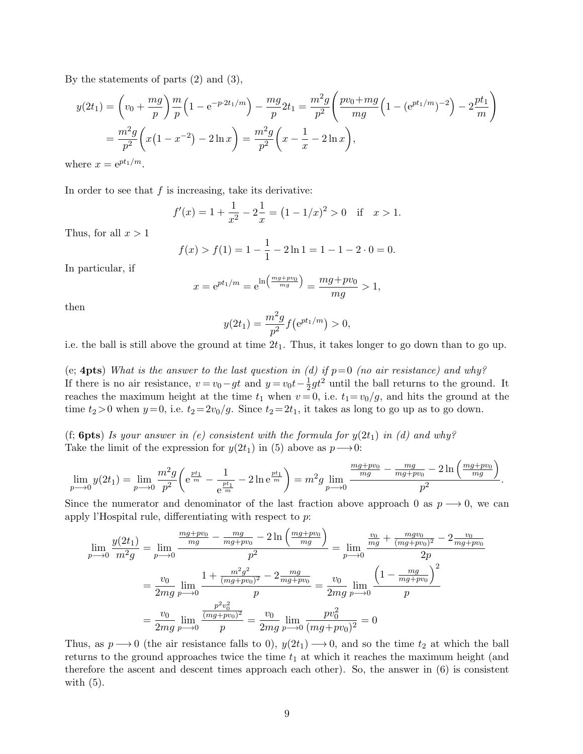By the statements of parts (2) and (3),

$$
\begin{aligned}
y(2t_1) &= \left(v_0 + \frac{mg}{p}\right)\frac{m}{p}\left(1 - \mathrm{e}^{-p\cdot 2t_1/m}\right) - \frac{mg}{p}2t_1 = \frac{m^2 g}{p^2}\left(\frac{pv_0 + mg}{mg}\left(1 - (\mathrm{e}^{pt_1/m})^{-2}\right) - 2\frac{pt_1}{m}\right) \\
&= \frac{m^2 g}{p^2}\left(x\left(1 - x^{-2}\right) - 2\ln x\right) = \frac{m^2 g}{p^2}\left(x - \frac{1}{x} - 2\ln x\right),
\end{aligned}
$$

where $x = \mathrm{e}^{pt_1/m}$.

In order to see that $f$ is increasing, take its derivative:

$$
f'(x) = 1 + \frac{1}{x^2} - 2\frac{1}{x} = \left(1 - 1/x\right)^2 > 0 \quad \text{if} \quad x > 1.
$$

Thus, for all $x > 1$

$$
f(x) > f(1) = 1 - \frac{1}{1} - 2\ln 1 = 1 - 1 - 2\cdot 0 = 0.
$$

In particular, if

$$
x = \mathrm{e}^{pt_1/m} = \mathrm{e}^{\ln\left(\frac{mg + pv_0}{mg}\right)} = \frac{mg + pv_0}{mg} > 1,
$$

then

$$
y(2t_1) = \frac{m^2 g}{p^2} f\left(\mathrm{e}^{pt_1/m}\right) > 0,
$$

i.e. the ball is still above the ground at time $2t_1$. Thus, it takes longer to go down than to go up.

(e; **4pts**) *What is the answer to the last question in (d) if $p=0$ (no air resistance) and why?*
If there is no air resistance, $v = v_0 - gt$ and $y = v_0 t - \frac{1}{2}gt^2$ until the ball returns to the ground. It reaches the maximum height at the time $t_1$ when $v=0$, i.e. $t_1 = v_0/g$, and hits the ground at the time $t_2 > 0$ when $y=0$, i.e. $t_2 = 2v_0/g$. Since $t_2 = 2t_1$, it takes as long to go up as to go down.

(f; **6pts**) *Is your answer in (e) consistent with the formula for $y(2t_1)$ in (d) and why?*
Take the limit of the expression for $y(2t_1)$ in (5) above as $p \longrightarrow 0$:

$$
\lim_{p\longrightarrow 0} y(2t_1) = \lim_{p\longrightarrow 0} \frac{m^2 g}{p^2}\left(\mathrm{e}^{\frac{pt_1}{m}} - \frac{1}{\mathrm{e}^{\frac{pt_1}{m}}} - 2\ln \mathrm{e}^{\frac{pt_1}{m}}\right) = m^2 g \lim_{p\longrightarrow 0} \frac{\frac{mg + pv_0}{mg} - \frac{mg}{mg + pv_0} - 2\ln\left(\frac{mg + pv_0}{mg}\right)}{p^2}.
$$

Since the numerator and denominator of the last fraction above approach 0 as $p \longrightarrow 0$, we can apply l'Hospital rule, differentiating with respect to $p$:

$$
\begin{aligned}
\lim_{p\longrightarrow 0} \frac{y(2t_1)}{m^2 g} &= \lim_{p\longrightarrow 0} \frac{\frac{mg + pv_0}{mg} - \frac{mg}{mg + pv_0} - 2\ln\left(\frac{mg + pv_0}{mg}\right)}{p^2} = \lim_{p\longrightarrow 0} \frac{\frac{v_0}{mg} + \frac{mgv_0}{(mg + pv_0)^2} - 2\frac{v_0}{mg + pv_0}}{2p} \\
&= \frac{v_0}{2mg} \lim_{p\longrightarrow 0} \frac{1 + \frac{m^2 g^2}{(mg + pv_0)^2} - 2\frac{mg}{mg + pv_0}}{p} = \frac{v_0}{2mg} \lim_{p\longrightarrow 0} \frac{\left(1 - \frac{mg}{mg + pv_0}\right)^2}{p} \\
&= \frac{v_0}{2mg} \lim_{p\longrightarrow 0} \frac{\frac{p^2 v_0^2}{(mg + pv_0)^2}}{p} = \frac{v_0}{2mg} \lim_{p\longrightarrow 0} \frac{pv_0^2}{(mg + pv_0)^2} = 0
\end{aligned}
$$

Thus, as $p \longrightarrow 0$ (the air resistance falls to 0), $y(2t_1) \longrightarrow 0$, and so the time $t_2$ at which the ball returns to the ground approaches twice the time $t_1$ at which it reaches the maximum height (and therefore the ascent and descent times approach each other). So, the answer in (6) is consistent with (5).